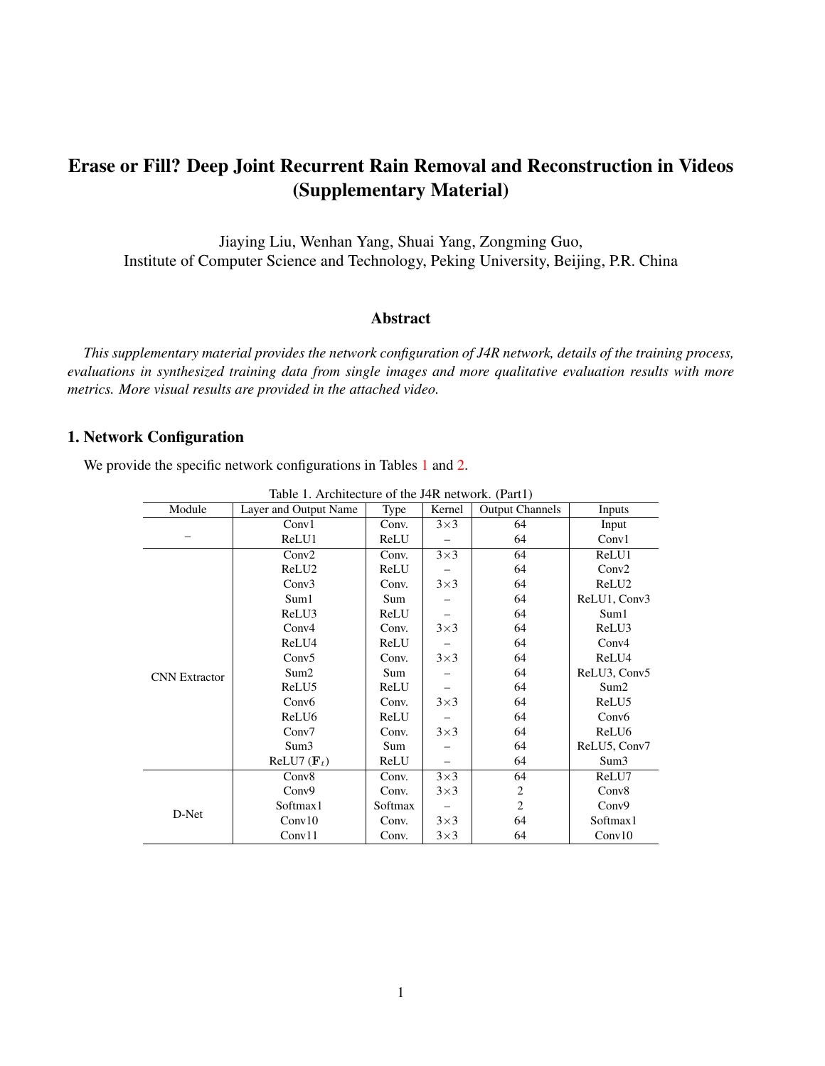# Erase or Fill? Deep Joint Recurrent Rain Removal and Reconstruction in Videos (Supplementary Material)

Jiaying Liu, Wenhan Yang, Shuai Yang, Zongming Guo,
Institute of Computer Science and Technology, Peking University, Beijing, P.R. China

## Abstract

*This supplementary material provides the network configuration of J4R network, details of the training process, evaluations in synthesized training data from single images and more qualitative evaluation results with more metrics. More visual results are provided in the attached video.*

## 1. Network Configuration

We provide the specific network configurations in Tables 1 and 2.

Table 1. Architecture of the J4R network. (Part1)

| Module | Layer and Output Name | Type | Kernel | Output Channels | Inputs |
|---|---|---|---|---|---|
| – | Conv1 | Conv. | 3×3 | 64 | Input |
| | ReLU1 | ReLU | – | 64 | Conv1 |
| CNN Extractor | Conv2 | Conv. | 3×3 | 64 | ReLU1 |
| | ReLU2 | ReLU | – | 64 | Conv2 |
| | Conv3 | Conv. | 3×3 | 64 | ReLU2 |
| | Sum1 | Sum | – | 64 | ReLU1, Conv3 |
| | ReLU3 | ReLU | – | 64 | Sum1 |
| | Conv4 | Conv. | 3×3 | 64 | ReLU3 |
| | ReLU4 | ReLU | – | 64 | Conv4 |
| | Conv5 | Conv. | 3×3 | 64 | ReLU4 |
| | Sum2 | Sum | – | 64 | ReLU3, Conv5 |
| | ReLU5 | ReLU | – | 64 | Sum2 |
| | Conv6 | Conv. | 3×3 | 64 | ReLU5 |
| | ReLU6 | ReLU | – | 64 | Conv6 |
| | Conv7 | Conv. | 3×3 | 64 | ReLU6 |
| | Sum3 | Sum | – | 64 | ReLU5, Conv7 |
| | ReLU7 ($\mathbf{F}_t$) | ReLU | – | 64 | Sum3 |
| D-Net | Conv8 | Conv. | 3×3 | 64 | ReLU7 |
| | Conv9 | Conv. | 3×3 | 2 | Conv8 |
| | Softmax1 | Softmax | – | 2 | Conv9 |
| | Conv10 | Conv. | 3×3 | 64 | Softmax1 |
| | Conv11 | Conv. | 3×3 | 64 | Conv10 |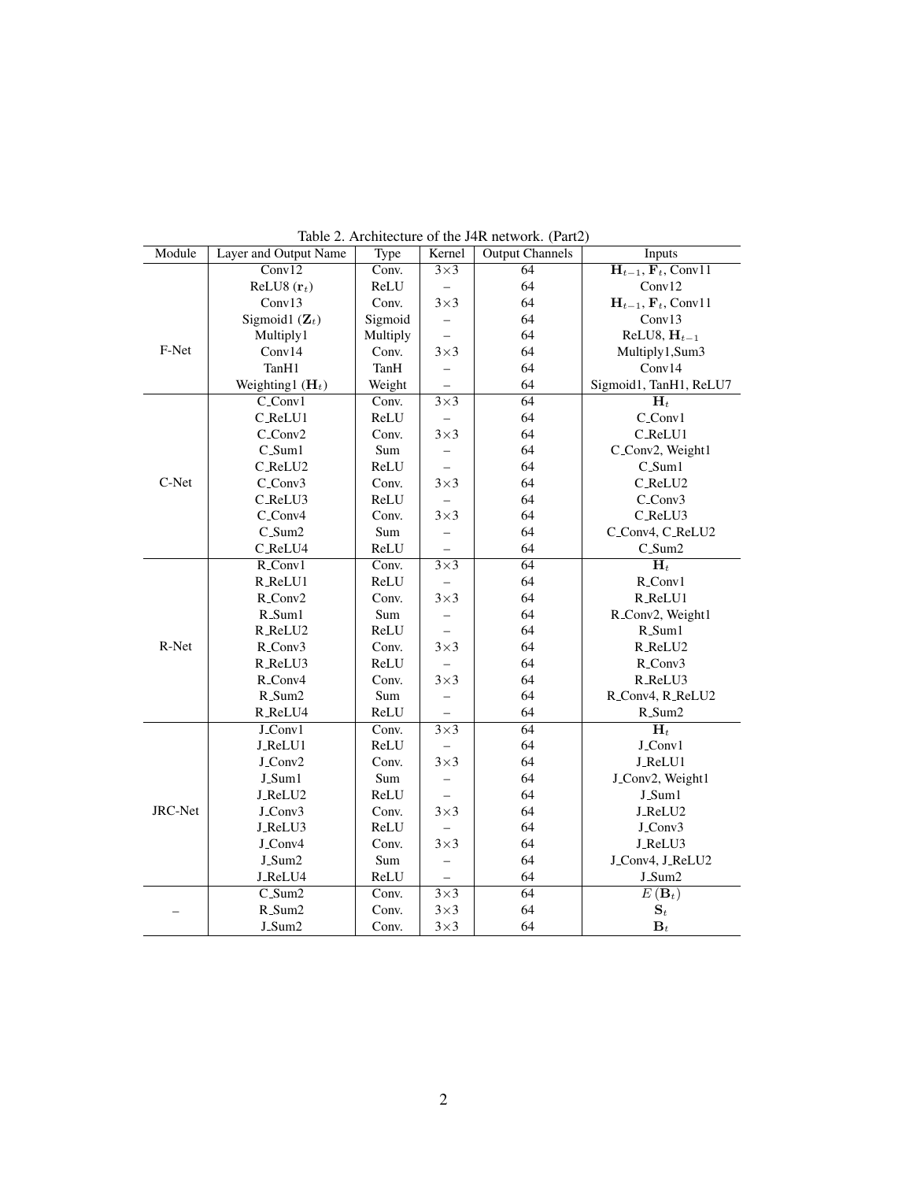Table 2. Architecture of the J4R network. (Part2)

| Module | Layer and Output Name | Type | Kernel | Output Channels | Inputs |
|---|---|---|---|---|---|
| F-Net | Conv12 | Conv. | 3×3 | 64 | $\mathbf{H}_{t-1}$, $\mathbf{F}_t$, Conv11 |
| | ReLU8 ($\mathbf{r}_t$) | ReLU | – | 64 | Conv12 |
| | Conv13 | Conv. | 3×3 | 64 | $\mathbf{H}_{t-1}$, $\mathbf{F}_t$, Conv11 |
| | Sigmoid1 ($\mathbf{Z}_t$) | Sigmoid | – | 64 | Conv13 |
| | Multiply1 | Multiply | – | 64 | ReLU8, $\mathbf{H}_{t-1}$ |
| | Conv14 | Conv. | 3×3 | 64 | Multiply1,Sum3 |
| | TanH1 | TanH | – | 64 | Conv14 |
| | Weighting1 ($\mathbf{H}_t$) | Weight | – | 64 | Sigmoid1, TanH1, ReLU7 |
| C-Net | C_Conv1 | Conv. | 3×3 | 64 | $\mathbf{H}_t$ |
| | C_ReLU1 | ReLU | – | 64 | C_Conv1 |
| | C_Conv2 | Conv. | 3×3 | 64 | C_ReLU1 |
| | C_Sum1 | Sum | – | 64 | C_Conv2, Weight1 |
| | C_ReLU2 | ReLU | – | 64 | C_Sum1 |
| | C_Conv3 | Conv. | 3×3 | 64 | C_ReLU2 |
| | C_ReLU3 | ReLU | – | 64 | C_Conv3 |
| | C_Conv4 | Conv. | 3×3 | 64 | C_ReLU3 |
| | C_Sum2 | Sum | – | 64 | C_Conv4, C_ReLU2 |
| | C_ReLU4 | ReLU | – | 64 | C_Sum2 |
| R-Net | R_Conv1 | Conv. | 3×3 | 64 | $\mathbf{H}_t$ |
| | R_ReLU1 | ReLU | – | 64 | R_Conv1 |
| | R_Conv2 | Conv. | 3×3 | 64 | R_ReLU1 |
| | R_Sum1 | Sum | – | 64 | R_Conv2, Weight1 |
| | R_ReLU2 | ReLU | – | 64 | R_Sum1 |
| | R_Conv3 | Conv. | 3×3 | 64 | R_ReLU2 |
| | R_ReLU3 | ReLU | – | 64 | R_Conv3 |
| | R_Conv4 | Conv. | 3×3 | 64 | R_ReLU3 |
| | R_Sum2 | Sum | – | 64 | R_Conv4, R_ReLU2 |
| | R_ReLU4 | ReLU | – | 64 | R_Sum2 |
| JRC-Net | J_Conv1 | Conv. | 3×3 | 64 | $\mathbf{H}_t$ |
| | J_ReLU1 | ReLU | – | 64 | J_Conv1 |
| | J_Conv2 | Conv. | 3×3 | 64 | J_ReLU1 |
| | J_Sum1 | Sum | – | 64 | J_Conv2, Weight1 |
| | J_ReLU2 | ReLU | – | 64 | J_Sum1 |
| | J_Conv3 | Conv. | 3×3 | 64 | J_ReLU2 |
| | J_ReLU3 | ReLU | – | 64 | J_Conv3 |
| | J_Conv4 | Conv. | 3×3 | 64 | J_ReLU3 |
| | J_Sum2 | Sum | – | 64 | J_Conv4, J_ReLU2 |
| | J_ReLU4 | ReLU | – | 64 | J_Sum2 |
| – | C_Sum2 | Conv. | 3×3 | 64 | $E(\mathbf{B}_t)$ |
| | R_Sum2 | Conv. | 3×3 | 64 | $\mathbf{S}_t$ |
| | J_Sum2 | Conv. | 3×3 | 64 | $\mathbf{B}_t$ |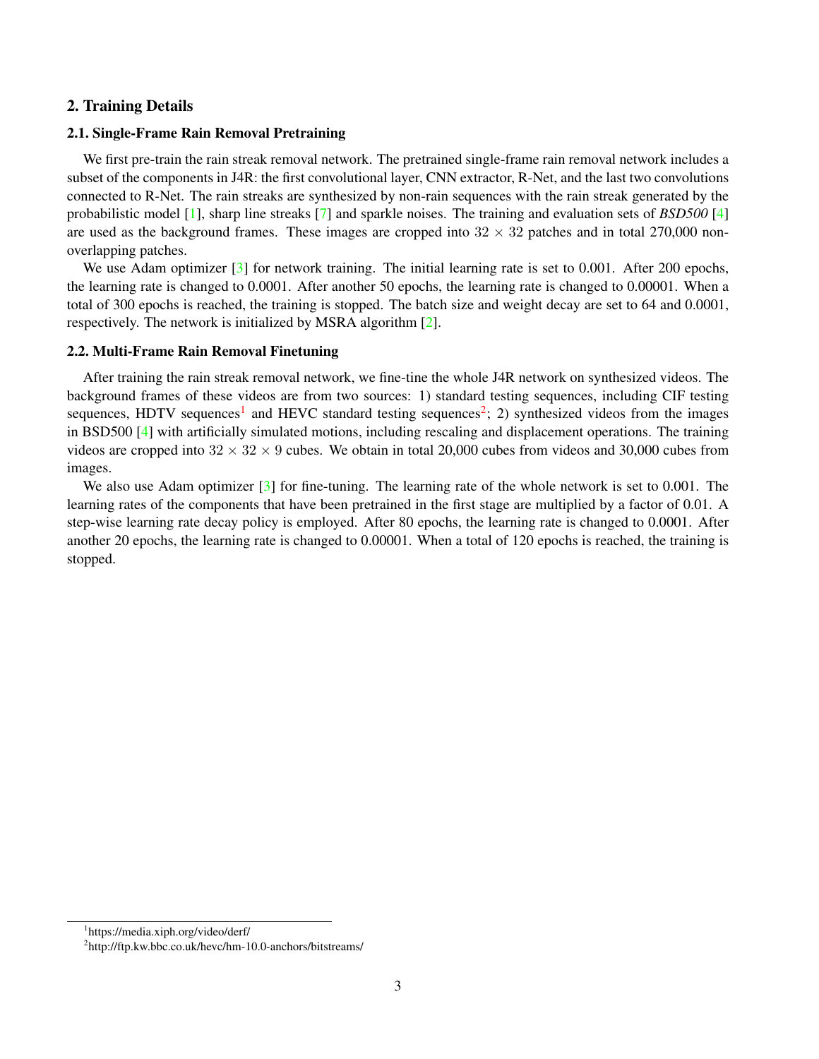## 2. Training Details

### 2.1. Single-Frame Rain Removal Pretraining

We first pre-train the rain streak removal network. The pretrained single-frame rain removal network includes a subset of the components in J4R: the first convolutional layer, CNN extractor, R-Net, and the last two convolutions connected to R-Net. The rain streaks are synthesized by non-rain sequences with the rain streak generated by the probabilistic model [1], sharp line streaks [7] and sparkle noises. The training and evaluation sets of *BSD500* [4] are used as the background frames. These images are cropped into $32 \times 32$ patches and in total 270,000 non-overlapping patches.

We use Adam optimizer [3] for network training. The initial learning rate is set to 0.001. After 200 epochs, the learning rate is changed to 0.0001. After another 50 epochs, the learning rate is changed to 0.00001. When a total of 300 epochs is reached, the training is stopped. The batch size and weight decay are set to 64 and 0.0001, respectively. The network is initialized by MSRA algorithm [2].

### 2.2. Multi-Frame Rain Removal Finetuning

After training the rain streak removal network, we fine-tine the whole J4R network on synthesized videos. The background frames of these videos are from two sources: 1) standard testing sequences, including CIF testing sequences, HDTV sequences[1] and HEVC standard testing sequences[2]; 2) synthesized videos from the images in BSD500 [4] with artificially simulated motions, including rescaling and displacement operations. The training videos are cropped into $32 \times 32 \times 9$ cubes. We obtain in total 20,000 cubes from videos and 30,000 cubes from images.

We also use Adam optimizer [3] for fine-tuning. The learning rate of the whole network is set to 0.001. The learning rates of the components that have been pretrained in the first stage are multiplied by a factor of 0.01. A step-wise learning rate decay policy is employed. After 80 epochs, the learning rate is changed to 0.0001. After another 20 epochs, the learning rate is changed to 0.00001. When a total of 120 epochs is reached, the training is stopped.

[1] https://media.xiph.org/video/derf/

[2] http://ftp.kw.bbc.co.uk/hevc/hm-10.0-anchors/bitstreams/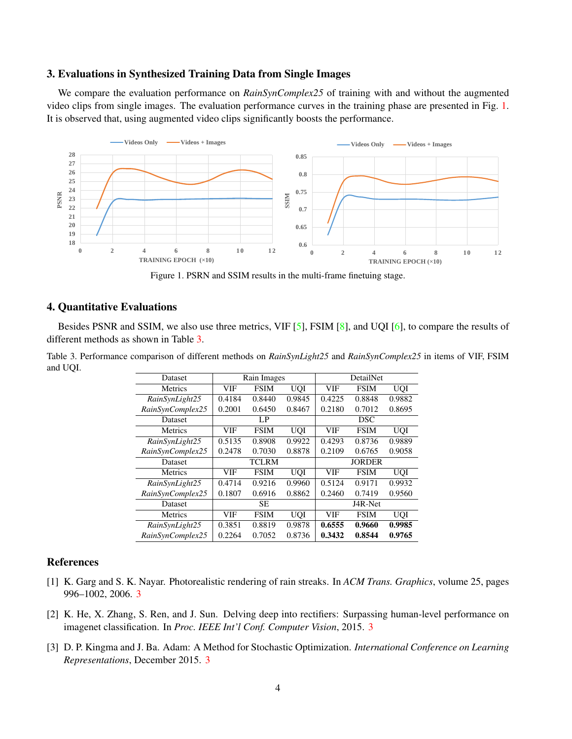## 3. Evaluations in Synthesized Training Data from Single Images

We compare the evaluation performance on *RainSynComplex25* of training with and without the augmented video clips from single images. The evaluation performance curves in the training phase are presented in Fig. 1. It is observed that, using augmented video clips significantly boosts the performance.

Figure 1. PSRN and SSIM results in the multi-frame finetuing stage.

## 4. Quantitative Evaluations

Besides PSNR and SSIM, we also use three metrics, VIF [5], FSIM [8], and UQI [6], to compare the results of different methods as shown in Table 3.

Table 3. Performance comparison of different methods on *RainSynLight25* and *RainSynComplex25* in items of VIF, FSIM and UQI.

| Dataset | Rain Images | | | DetailNet | | |
|---|---|---|---|---|---|---|
| Metrics | VIF | FSIM | UQI | VIF | FSIM | UQI |
| *RainSynLight25* | 0.4184 | 0.8440 | 0.9845 | 0.4225 | 0.8848 | 0.9882 |
| *RainSynComplex25* | 0.2001 | 0.6450 | 0.8467 | 0.2180 | 0.7012 | 0.8695 |
| Dataset | LP | | | DSC | | |
| Metrics | VIF | FSIM | UQI | VIF | FSIM | UQI |
| *RainSynLight25* | 0.5135 | 0.8908 | 0.9922 | 0.4293 | 0.8736 | 0.9889 |
| *RainSynComplex25* | 0.2478 | 0.7030 | 0.8878 | 0.2109 | 0.6765 | 0.9058 |
| Dataset | TCLRM | | | JORDER | | |
| Metrics | VIF | FSIM | UQI | VIF | FSIM | UQI |
| *RainSynLight25* | 0.4714 | 0.9216 | 0.9960 | 0.5124 | 0.9171 | 0.9932 |
| *RainSynComplex25* | 0.1807 | 0.6916 | 0.8862 | 0.2460 | 0.7419 | 0.9560 |
| Dataset | SE | | | J4R-Net | | |
| Metrics | VIF | FSIM | UQI | VIF | FSIM | UQI |
| *RainSynLight25* | 0.3851 | 0.8819 | 0.9878 | **0.6555** | **0.9660** | **0.9985** |
| *RainSynComplex25* | 0.2264 | 0.7052 | 0.8736 | **0.3432** | **0.8544** | **0.9765** |

## References

[1] K. Garg and S. K. Nayar. Photorealistic rendering of rain streaks. In *ACM Trans. Graphics*, volume 25, pages 996–1002, 2006. 3

[2] K. He, X. Zhang, S. Ren, and J. Sun. Delving deep into rectifiers: Surpassing human-level performance on imagenet classification. In *Proc. IEEE Int'l Conf. Computer Vision*, 2015. 3

[3] D. P. Kingma and J. Ba. Adam: A Method for Stochastic Optimization. *International Conference on Learning Representations*, December 2015. 3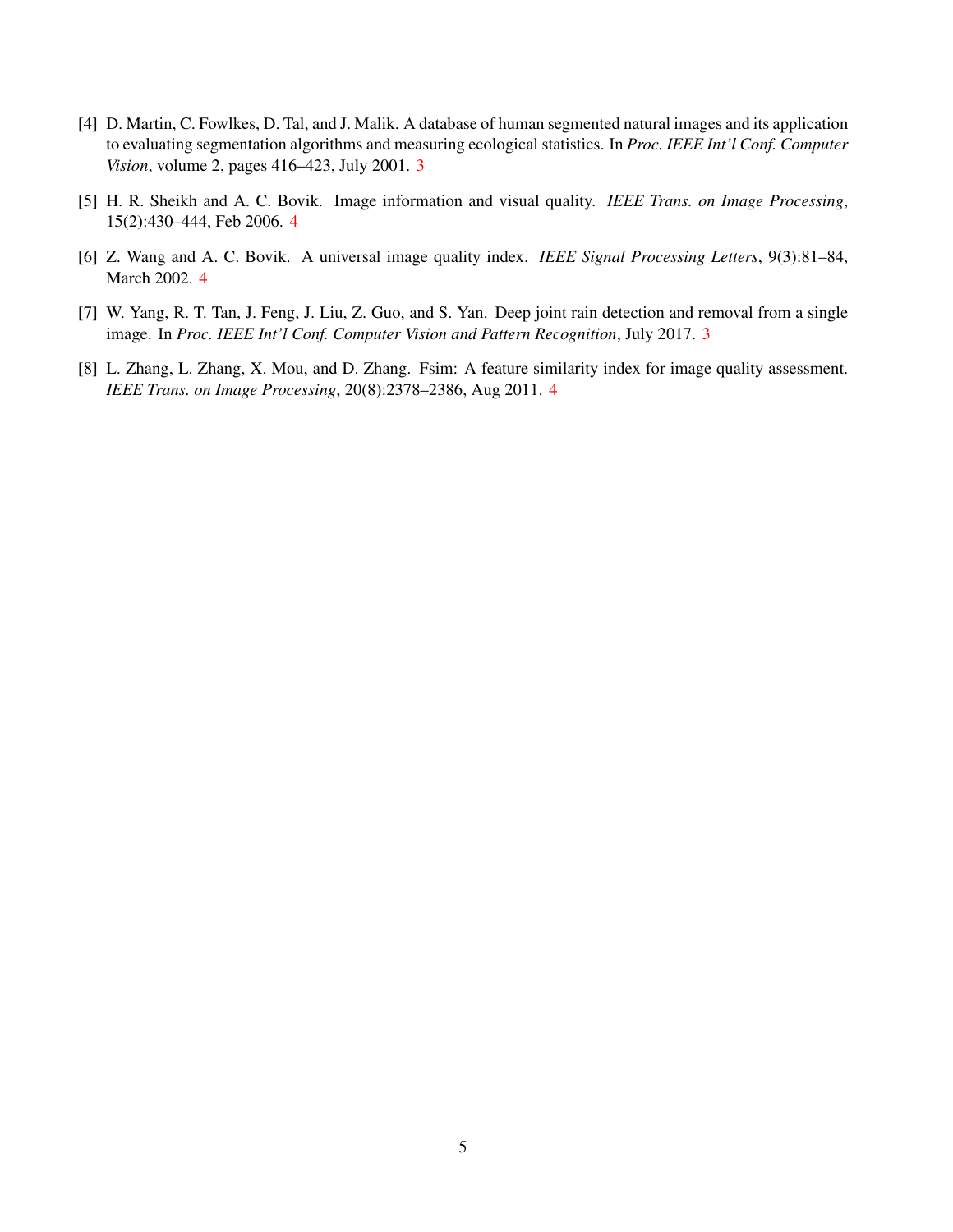[4] D. Martin, C. Fowlkes, D. Tal, and J. Malik. A database of human segmented natural images and its application to evaluating segmentation algorithms and measuring ecological statistics. In *Proc. IEEE Int'l Conf. Computer Vision*, volume 2, pages 416–423, July 2001. 3

[5] H. R. Sheikh and A. C. Bovik. Image information and visual quality. *IEEE Trans. on Image Processing*, 15(2):430–444, Feb 2006. 4

[6] Z. Wang and A. C. Bovik. A universal image quality index. *IEEE Signal Processing Letters*, 9(3):81–84, March 2002. 4

[7] W. Yang, R. T. Tan, J. Feng, J. Liu, Z. Guo, and S. Yan. Deep joint rain detection and removal from a single image. In *Proc. IEEE Int'l Conf. Computer Vision and Pattern Recognition*, July 2017. 3

[8] L. Zhang, L. Zhang, X. Mou, and D. Zhang. Fsim: A feature similarity index for image quality assessment. *IEEE Trans. on Image Processing*, 20(8):2378–2386, Aug 2011. 4